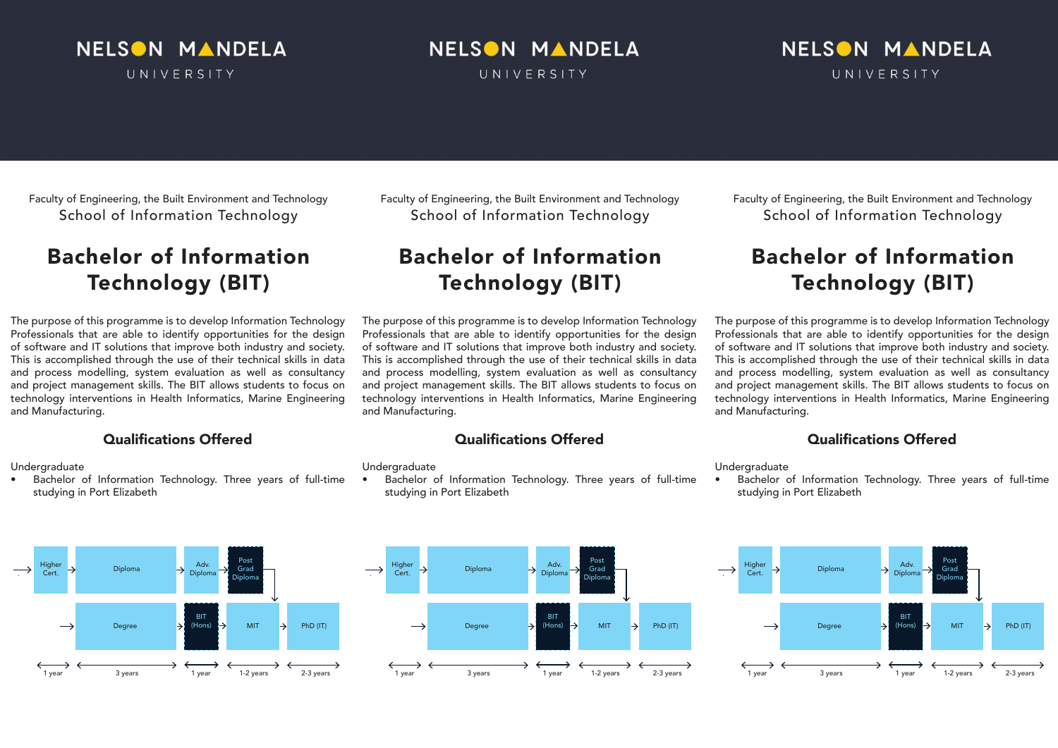NELSON MANDELA UNIVERSITY

Faculty of Engineering, the Built Environment and Technology

School of Information Technology

# Bachelor of Information Technology (BIT)

The purpose of this programme is to develop Information Technology Professionals that are able to identify opportunities for the design of software and IT solutions that improve both industry and society. This is accomplished through the use of their technical skills in data and process modelling, system evaluation as well as consultancy and project management skills. The BIT allows students to focus on technology interventions in Health Informatics, Marine Engineering and Manufacturing.

## Qualifications Offered

Undergraduate

- Bachelor of Information Technology. Three years of full-time studying in Port Elizabeth

Higher Cert. → Diploma → Adv. Diploma → Post Grad Diploma → MIT

→ Degree → BIT (Hons) → MIT → PhD (IT)

1 year | 3 years | 1 year | 1-2 years | 2-3 years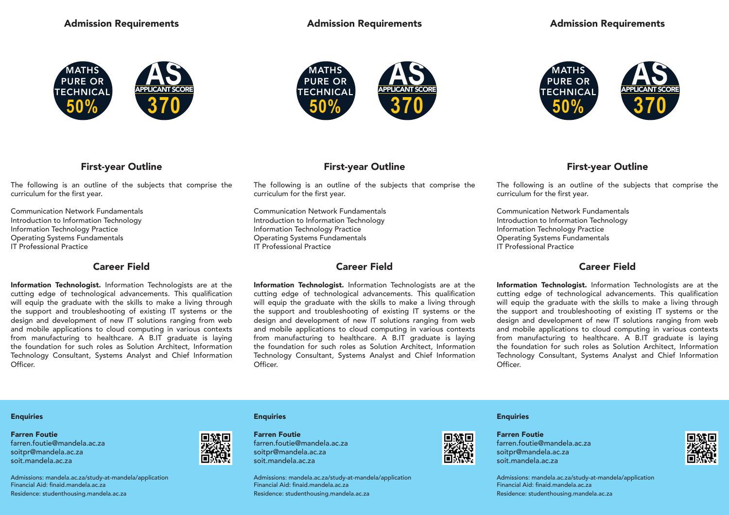## Admission Requirements

MATHS PURE OR TECHNICAL 50%

AS APPLICANT SCORE 370

## First-year Outline

The following is an outline of the subjects that comprise the curriculum for the first year.

Communication Network Fundamentals
Introduction to Information Technology
Information Technology Practice
Operating Systems Fundamentals
IT Professional Practice

## Career Field

**Information Technologist.** Information Technologists are at the cutting edge of technological advancements. This qualification will equip the graduate with the skills to make a living through the support and troubleshooting of existing IT systems or the design and development of new IT solutions ranging from web and mobile applications to cloud computing in various contexts from manufacturing to healthcare. A B.IT graduate is laying the foundation for such roles as Solution Architect, Information Technology Consultant, Systems Analyst and Chief Information Officer.

**Enquiries**

**Farren Foutie**
farren.foutie@mandela.ac.za
soitpr@mandela.ac.za
soit.mandela.ac.za

Admissions: mandela.ac.za/study-at-mandela/application
Financial Aid: finaid.mandela.ac.za
Residence: studenthousing.mandela.ac.za

## Admission Requirements

MATHS PURE OR TECHNICAL 50%

AS APPLICANT SCORE 370

## First-year Outline

The following is an outline of the subjects that comprise the curriculum for the first year.

Communication Network Fundamentals
Introduction to Information Technology
Information Technology Practice
Operating Systems Fundamentals
IT Professional Practice

## Career Field

**Information Technologist.** Information Technologists are at the cutting edge of technological advancements. This qualification will equip the graduate with the skills to make a living through the support and troubleshooting of existing IT systems or the design and development of new IT solutions ranging from web and mobile applications to cloud computing in various contexts from manufacturing to healthcare. A B.IT graduate is laying the foundation for such roles as Solution Architect, Information Technology Consultant, Systems Analyst and Chief Information Officer.

**Enquiries**

**Farren Foutie**
farren.foutie@mandela.ac.za
soitpr@mandela.ac.za
soit.mandela.ac.za

Admissions: mandela.ac.za/study-at-mandela/application
Financial Aid: finaid.mandela.ac.za
Residence: studenthousing.mandela.ac.za

## Admission Requirements

MATHS PURE OR TECHNICAL 50%

AS APPLICANT SCORE 370

## First-year Outline

The following is an outline of the subjects that comprise the curriculum for the first year.

Communication Network Fundamentals
Introduction to Information Technology
Information Technology Practice
Operating Systems Fundamentals
IT Professional Practice

## Career Field

**Information Technologist.** Information Technologists are at the cutting edge of technological advancements. This qualification will equip the graduate with the skills to make a living through the support and troubleshooting of existing IT systems or the design and development of new IT solutions ranging from web and mobile applications to cloud computing in various contexts from manufacturing to healthcare. A B.IT graduate is laying the foundation for such roles as Solution Architect, Information Technology Consultant, Systems Analyst and Chief Information Officer.

**Enquiries**

**Farren Foutie**
farren.foutie@mandela.ac.za
soitpr@mandela.ac.za
soit.mandela.ac.za

Admissions: mandela.ac.za/study-at-mandela/application
Financial Aid: finaid.mandela.ac.za
Residence: studenthousing.mandela.ac.za